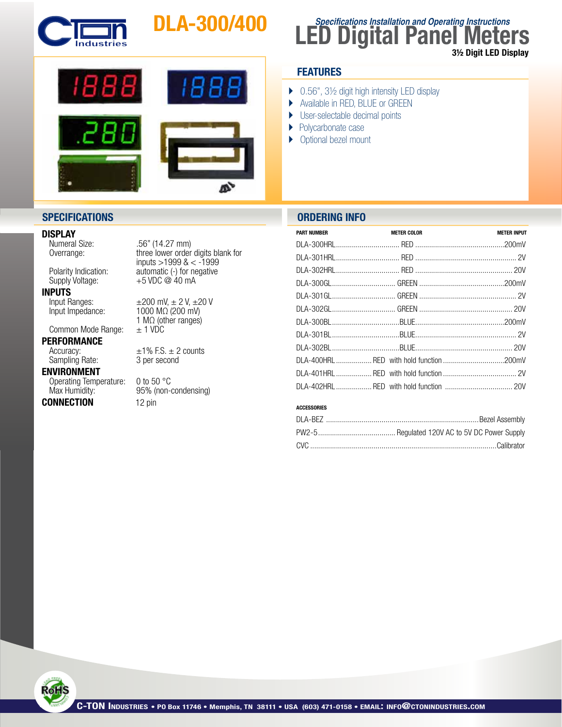# DLA-300/400

C-TON Industries

*Specifications Installation and Operating Instructions*

# LED Digital Panel Meters

**3½ Digit LED Display**

## FEATURES

- 0.56", 3½ digit high intensity LED display
- Available in RED, BLUE or GREEN
- User-selectable decimal points
- Polycarbonate case
- Optional bezel mount

## SPECIFICATIONS

### DISPLAY

| | |
|---|---|
| Numeral Size: | .56" (14.27 mm) |
| Overrange: | three lower order digits blank for inputs >1999 & < -1999 |
| Polarity Indication: | automatic (-) for negative |
| Supply Voltage: | +5 VDC @ 40 mA |

### INPUTS

| | |
|---|---|
| Input Ranges: | ±200 mV, ± 2 V, ±20 V |
| Input Impedance: | 1000 MΩ (200 mV) 1 MΩ (other ranges) |
| Common Mode Range: | ± 1 VDC |

### PERFORMANCE

| | |
|---|---|
| Accuracy: | ±1% F.S. ± 2 counts |
| Sampling Rate: | 3 per second |

### ENVIRONMENT

| | |
|---|---|
| Operating Temperature: | 0 to 50 °C |
| Max Humidity: | 95% (non-condensing) |

### CONNECTION

12 pin

## ORDERING INFO

| PART NUMBER | METER COLOR | METER INPUT |
|---|---|---|
| DLA-300HRL | RED | 200mV |
| DLA-301HRL | RED | 2V |
| DLA-302HRL | RED | 20V |
| DLA-300GL | GREEN | 200mV |
| DLA-301GL | GREEN | 2V |
| DLA-302GL | GREEN | 20V |
| DLA-300BL | BLUE | 200mV |
| DLA-301BL | BLUE | 2V |
| DLA-302BL | BLUE | 20V |
| DLA-400HRL | RED with hold function | 200mV |
| DLA-401HRL | RED with hold function | 2V |
| DLA-402HRL | RED with hold function | 20V |

**ACCESSORIES**

| | |
|---|---|
| DLA-BEZ | Bezel Assembly |
| PW2-5 | Regulated 120V AC to 5V DC Power Supply |
| CVC | Calibrator |

RoHS

C-TON Industries • PO Box 11746 • Memphis, TN 38111 • USA (603) 471-0158 • EMAIL: INFO@CTONINDUSTRIES.COM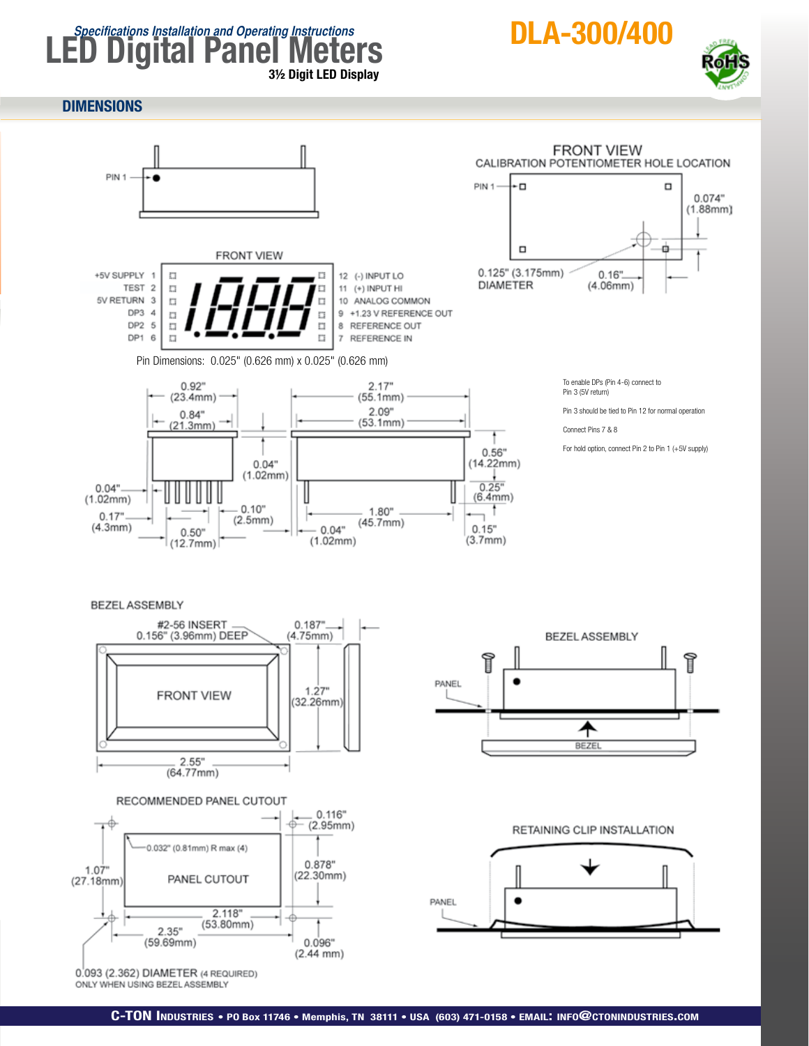*Specifications Installation and Operating Instructions*

# LED Digital Panel Meters

**3½ Digit LED Display**

# DLA-300/400

## DIMENSIONS

PIN 1

FRONT VIEW

+5V SUPPLY 1
TEST 2
5V RETURN 3
DP3 4
DP2 5
DP1 6

12 (-) INPUT LO
11 (+) INPUT HI
10 ANALOG COMMON
9 +1.23 V REFERENCE OUT
8 REFERENCE OUT
7 REFERENCE IN

Pin Dimensions: 0.025" (0.626 mm) x 0.025" (0.626 mm)

FRONT VIEW
CALIBRATION POTENTIOMETER HOLE LOCATION

PIN 1

0.074" (1.88mm)

0.125" (3.175mm) DIAMETER

0.16" (4.06mm)

0.92" (23.4mm)
0.84" (21.3mm)
0.04" (1.02mm)
0.04" (1.02mm)
0.17" (4.3mm)
0.10" (2.5mm)
0.50" (12.7mm)
2.17" (55.1mm)
2.09" (53.1mm)
0.56" (14.22mm)
0.25" (6.4mm)
1.80" (45.7mm)
0.04" (1.02mm)
0.15" (3.7mm)

To enable DPs (Pin 4-6) connect to Pin 3 (5V return)

Pin 3 should be tied to Pin 12 for normal operation

Connect Pins 7 & 8

For hold option, connect Pin 2 to Pin 1 (+5V supply)

BEZEL ASSEMBLY

#2-56 INSERT 0.156" (3.96mm) DEEP

FRONT VIEW

0.187" (4.75mm)

1.27" (32.26mm)

2.55" (64.77mm)

BEZEL ASSEMBLY

PANEL

BEZEL

RECOMMENDED PANEL CUTOUT

0.032" (0.81mm) R max (4)

PANEL CUTOUT

1.07" (27.18mm)

0.116" (2.95mm)

0.878" (22.30mm)

2.118" (53.80mm)

2.35" (59.69mm)

0.096" (2.44 mm)

0.093 (2.362) DIAMETER (4 REQUIRED)
ONLY WHEN USING BEZEL ASSEMBLY

RETAINING CLIP INSTALLATION

PANEL

C-TON INDUSTRIES • PO Box 11746 • Memphis, TN 38111 • USA (603) 471-0158 • EMAIL: INFO@CTONINDUSTRIES.COM